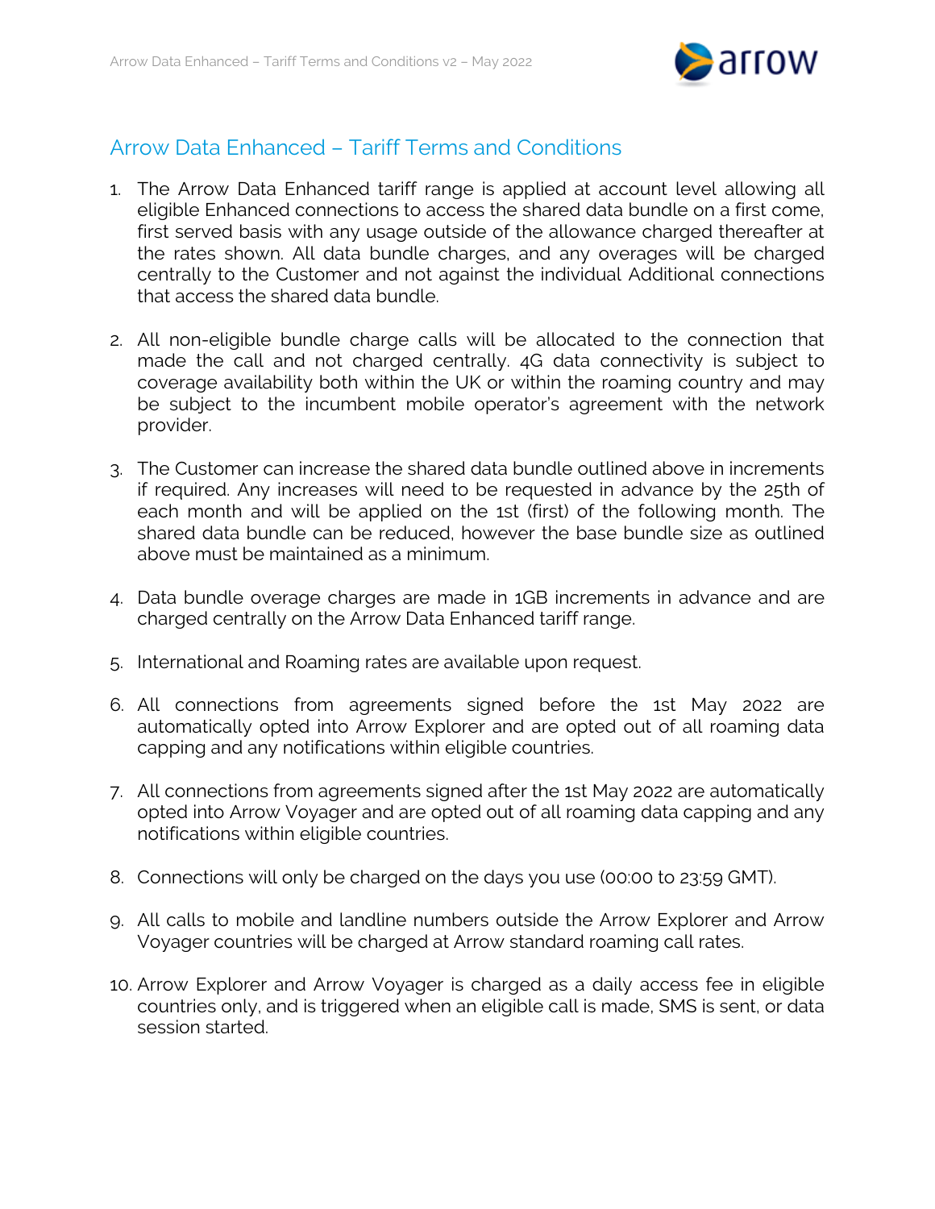# Arrow Data Enhanced – Tariff Terms and Conditions

1. The Arrow Data Enhanced tariff range is applied at account level allowing all eligible Enhanced connections to access the shared data bundle on a first come, first served basis with any usage outside of the allowance charged thereafter at the rates shown. All data bundle charges, and any overages will be charged centrally to the Customer and not against the individual Additional connections that access the shared data bundle.

2. All non-eligible bundle charge calls will be allocated to the connection that made the call and not charged centrally. 4G data connectivity is subject to coverage availability both within the UK or within the roaming country and may be subject to the incumbent mobile operator's agreement with the network provider.

3. The Customer can increase the shared data bundle outlined above in increments if required. Any increases will need to be requested in advance by the 25th of each month and will be applied on the 1st (first) of the following month. The shared data bundle can be reduced, however the base bundle size as outlined above must be maintained as a minimum.

4. Data bundle overage charges are made in 1GB increments in advance and are charged centrally on the Arrow Data Enhanced tariff range.

5. International and Roaming rates are available upon request.

6. All connections from agreements signed before the 1st May 2022 are automatically opted into Arrow Explorer and are opted out of all roaming data capping and any notifications within eligible countries.

7. All connections from agreements signed after the 1st May 2022 are automatically opted into Arrow Voyager and are opted out of all roaming data capping and any notifications within eligible countries.

8. Connections will only be charged on the days you use (00:00 to 23:59 GMT).

9. All calls to mobile and landline numbers outside the Arrow Explorer and Arrow Voyager countries will be charged at Arrow standard roaming call rates.

10. Arrow Explorer and Arrow Voyager is charged as a daily access fee in eligible countries only, and is triggered when an eligible call is made, SMS is sent, or data session started.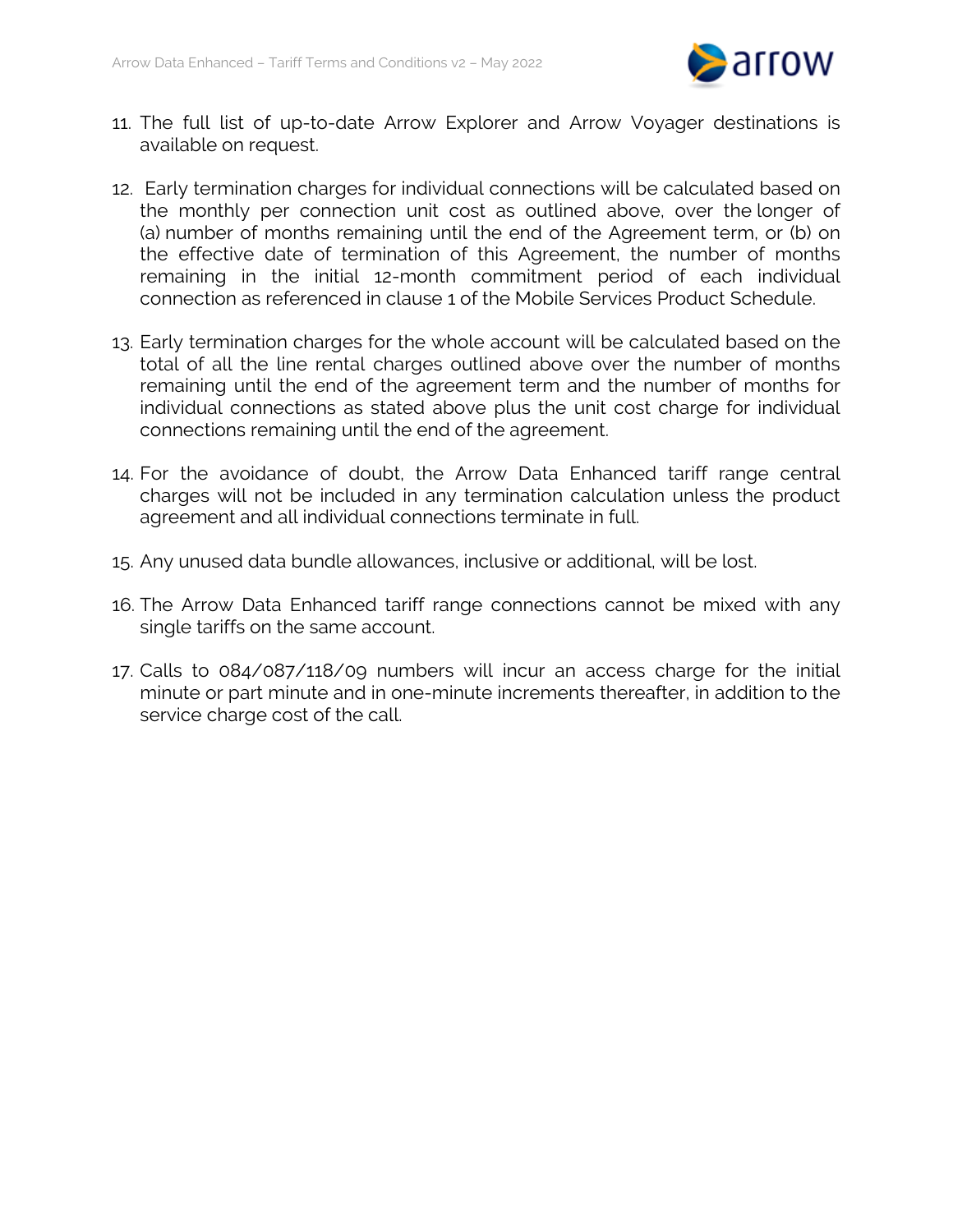11. The full list of up-to-date Arrow Explorer and Arrow Voyager destinations is available on request.

12. Early termination charges for individual connections will be calculated based on the monthly per connection unit cost as outlined above, over the longer of (a) number of months remaining until the end of the Agreement term, or (b) on the effective date of termination of this Agreement, the number of months remaining in the initial 12-month commitment period of each individual connection as referenced in clause 1 of the Mobile Services Product Schedule.

13. Early termination charges for the whole account will be calculated based on the total of all the line rental charges outlined above over the number of months remaining until the end of the agreement term and the number of months for individual connections as stated above plus the unit cost charge for individual connections remaining until the end of the agreement.

14. For the avoidance of doubt, the Arrow Data Enhanced tariff range central charges will not be included in any termination calculation unless the product agreement and all individual connections terminate in full.

15. Any unused data bundle allowances, inclusive or additional, will be lost.

16. The Arrow Data Enhanced tariff range connections cannot be mixed with any single tariffs on the same account.

17. Calls to 084/087/118/09 numbers will incur an access charge for the initial minute or part minute and in one-minute increments thereafter, in addition to the service charge cost of the call.